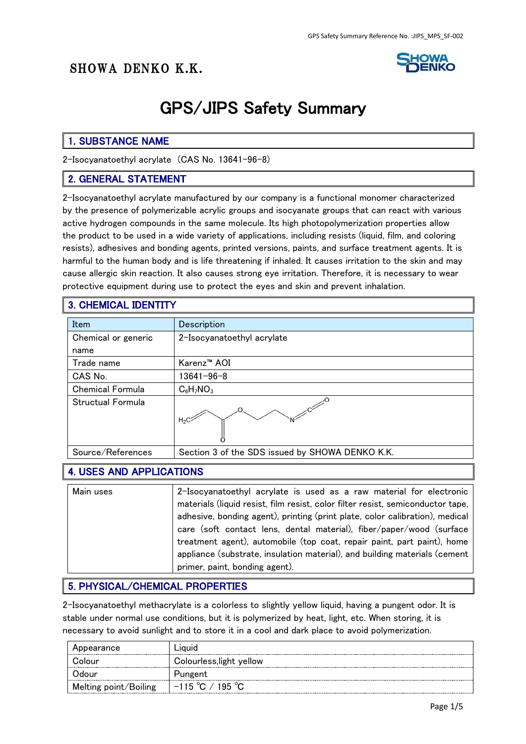# SHOWA DENKO K.K.

# GPS/JIPS Safety Summary

## 1. SUBSTANCE NAME

2-Isocyanatoethyl acrylate（CAS No. 13641-96-8）

## 2. GENERAL STATEMENT

2-Isocyanatoethyl acrylate manufactured by our company is a functional monomer characterized by the presence of polymerizable acrylic groups and isocyanate groups that can react with various active hydrogen compounds in the same molecule. Its high photopolymerization properties allow the product to be used in a wide variety of applications, including resists (liquid, film, and coloring resists), adhesives and bonding agents, printed versions, paints, and surface treatment agents. It is harmful to the human body and is life threatening if inhaled. It causes irritation to the skin and may cause allergic skin reaction. It also causes strong eye irritation. Therefore, it is necessary to wear protective equipment during use to protect the eyes and skin and prevent inhalation.

## 3. CHEMICAL IDENTITY

| Item | Description |
|---|---|
| Chemical or generic name | 2-Isocyanatoethyl acrylate |
| Trade name | Karenz™ AOI |
| CAS No. | 13641-96-8 |
| Chemical Formula | $C_6H_7NO_3$ |
| Structual Formula | $H_2C{=}CH{-}C({=}O){-}O{-}CH_2{-}CH_2{-}N{=}C{=}O$ |
| Source/References | Section 3 of the SDS issued by SHOWA DENKO K.K. |

## 4. USES AND APPLICATIONS

| Main uses | 2-Isocyanatoethyl acrylate is used as a raw material for electronic materials (liquid resist, film resist, color filter resist, semiconductor tape, adhesive, bonding agent), printing (print plate, color calibration), medical care (soft contact lens, dental material), fiber/paper/wood (surface treatment agent), automobile (top coat, repair paint, part paint), home appliance (substrate, insulation material), and building materials (cement primer, paint, bonding agent). |
|---|---|

## 5. PHYSICAL/CHEMICAL PROPERTIES

2-Isocyanatoethyl methacrylate is a colorless to slightly yellow liquid, having a pungent odor. It is stable under normal use conditions, but it is polymerized by heat, light, etc. When storing, it is necessary to avoid sunlight and to store it in a cool and dark place to avoid polymerization.

| Appearance | Liquid |
|---|---|
| Colour | Colourless,light yellow |
| Odour | Pungent |
| Melting point/Boiling | -115 ℃ / 195 ℃ |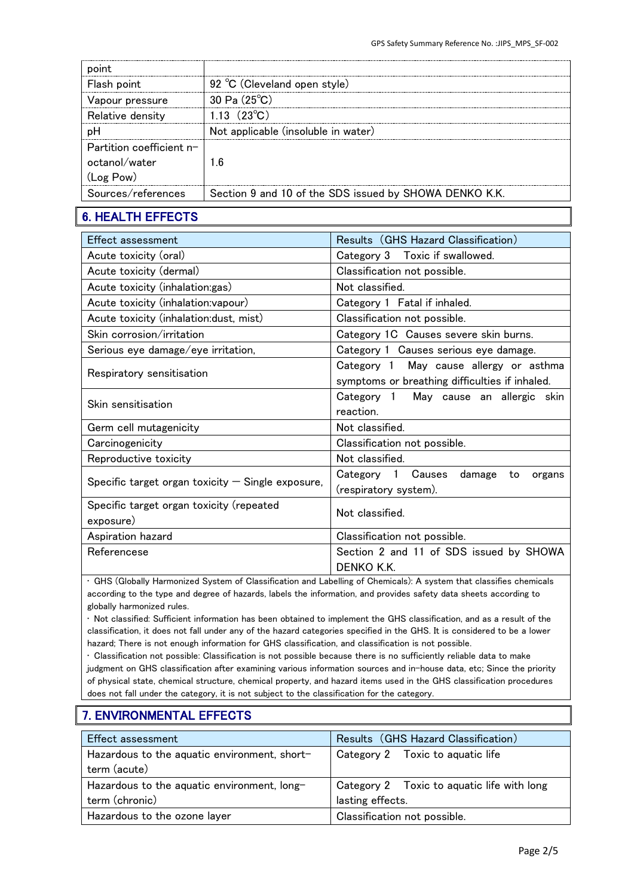| | |
|---|---|
| point | |
| Flash point | 92 ℃ (Cleveland open style) |
| Vapour pressure | 30 Pa (25℃) |
| Relative density | 1.13 (23℃) |
| pH | Not applicable (insoluble in water) |
| Partition coefficient n-octanol/water (Log Pow) | 1.6 |
| Sources/references | Section 9 and 10 of the SDS issued by SHOWA DENKO K.K. |

## 6. HEALTH EFFECTS

| Effect assessment | Results (GHS Hazard Classification) |
|---|---|
| Acute toxicity (oral) | Category 3 Toxic if swallowed. |
| Acute toxicity (dermal) | Classification not possible. |
| Acute toxicity (inhalation:gas) | Not classified. |
| Acute toxicity (inhalation:vapour) | Category 1 Fatal if inhaled. |
| Acute toxicity (inhalation:dust, mist) | Classification not possible. |
| Skin corrosion/irritation | Category 1C Causes severe skin burns. |
| Serious eye damage/eye irritation, | Category 1 Causes serious eye damage. |
| Respiratory sensitisation | Category 1 May cause allergy or asthma symptoms or breathing difficulties if inhaled. |
| Skin sensitisation | Category 1 May cause an allergic skin reaction. |
| Germ cell mutagenicity | Not classified. |
| Carcinogenicity | Classification not possible. |
| Reproductive toxicity | Not classified. |
| Specific target organ toxicity – Single exposure, | Category 1 Causes damage to organs (respiratory system). |
| Specific target organ toxicity (repeated exposure) | Not classified. |
| Aspiration hazard | Classification not possible. |
| Referencese | Section 2 and 11 of SDS issued by SHOWA DENKO K.K. |

・GHS (Globally Harmonized System of Classification and Labelling of Chemicals): A system that classifies chemicals according to the type and degree of hazards, labels the information, and provides safety data sheets according to globally harmonized rules.

・Not classified: Sufficient information has been obtained to implement the GHS classification, and as a result of the classification, it does not fall under any of the hazard categories specified in the GHS. It is considered to be a lower hazard; There is not enough information for GHS classification, and classification is not possible.

・Classification not possible: Classification is not possible because there is no sufficiently reliable data to make judgment on GHS classification after examining various information sources and in-house data, etc; Since the priority of physical state, chemical structure, chemical property, and hazard items used in the GHS classification procedures does not fall under the category, it is not subject to the classification for the category.

## 7. ENVIRONMENTAL EFFECTS

| Effect assessment | Results (GHS Hazard Classification) |
|---|---|
| Hazardous to the aquatic environment, short-term (acute) | Category 2 Toxic to aquatic life |
| Hazardous to the aquatic environment, long-term (chronic) | Category 2 Toxic to aquatic life with long lasting effects. |
| Hazardous to the ozone layer | Classification not possible. |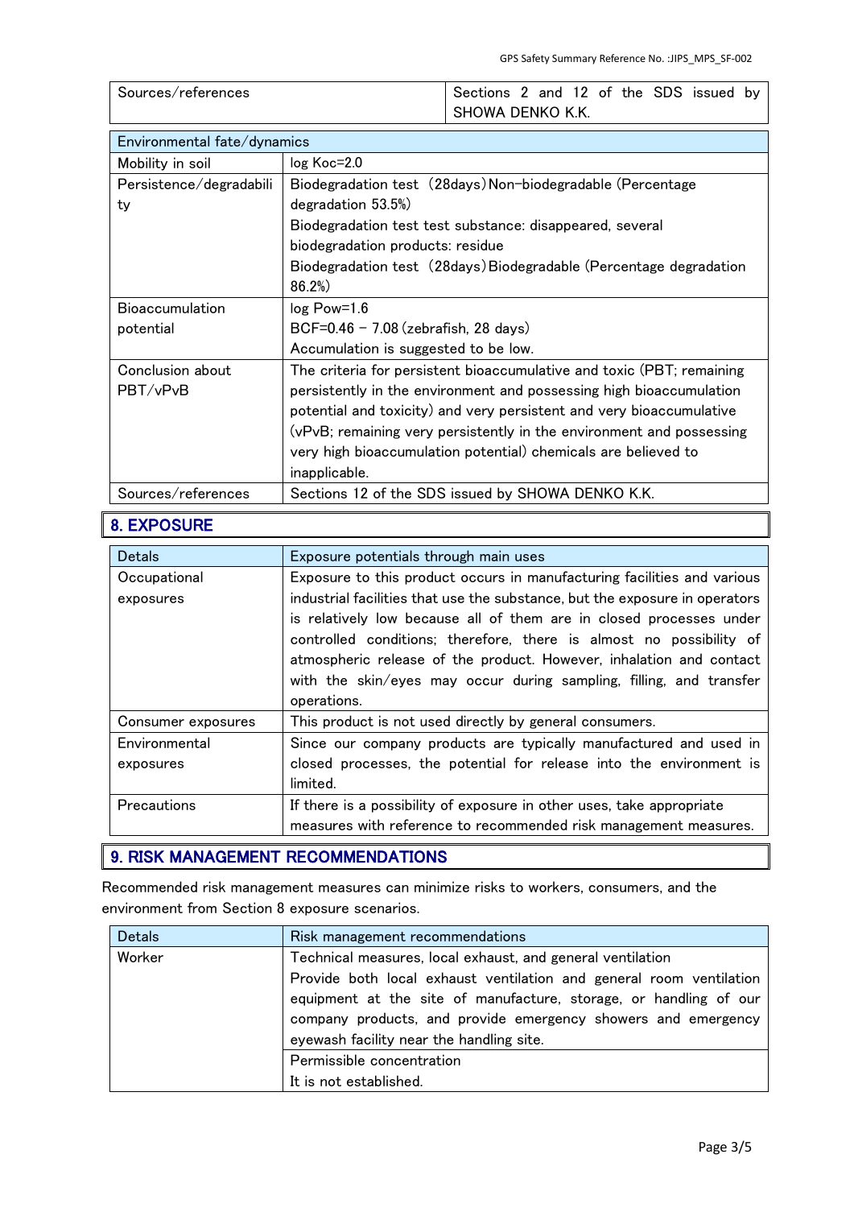| Sources/references | Sections 2 and 12 of the SDS issued by SHOWA DENKO K.K. |
|---|---|

| Environmental fate/dynamics | |
|---|---|
| Mobility in soil | log Koc=2.0 |
| Persistence/degradability | Biodegradation test (28days) Non-biodegradable (Percentage degradation 53.5%)<br>Biodegradation test test substance: disappeared, several biodegradation products: residue<br>Biodegradation test (28days) Biodegradable (Percentage degradation 86.2%) |
| Bioaccumulation potential | log Pow=1.6<br>BCF=0.46 – 7.08 (zebrafish, 28 days)<br>Accumulation is suggested to be low. |
| Conclusion about PBT/vPvB | The criteria for persistent bioaccumulative and toxic (PBT; remaining persistently in the environment and possessing high bioaccumulation potential and toxicity) and very persistent and very bioaccumulative (vPvB; remaining very persistently in the environment and possessing very high bioaccumulation potential) chemicals are believed to inapplicable. |
| Sources/references | Sections 12 of the SDS issued by SHOWA DENKO K.K. |

## 8. EXPOSURE

| Detals | Exposure potentials through main uses |
|---|---|
| Occupational exposures | Exposure to this product occurs in manufacturing facilities and various industrial facilities that use the substance, but the exposure in operators is relatively low because all of them are in closed processes under controlled conditions; therefore, there is almost no possibility of atmospheric release of the product. However, inhalation and contact with the skin/eyes may occur during sampling, filling, and transfer operations. |
| Consumer exposures | This product is not used directly by general consumers. |
| Environmental exposures | Since our company products are typically manufactured and used in closed processes, the potential for release into the environment is limited. |
| Precautions | If there is a possibility of exposure in other uses, take appropriate measures with reference to recommended risk management measures. |

## 9. RISK MANAGEMENT RECOMMENDATIONS

Recommended risk management measures can minimize risks to workers, consumers, and the environment from Section 8 exposure scenarios.

| Detals | Risk management recommendations |
|---|---|
| Worker | Technical measures, local exhaust, and general ventilation<br>Provide both local exhaust ventilation and general room ventilation equipment at the site of manufacture, storage, or handling of our company products, and provide emergency showers and emergency eyewash facility near the handling site. |
| | Permissible concentration<br>It is not established. |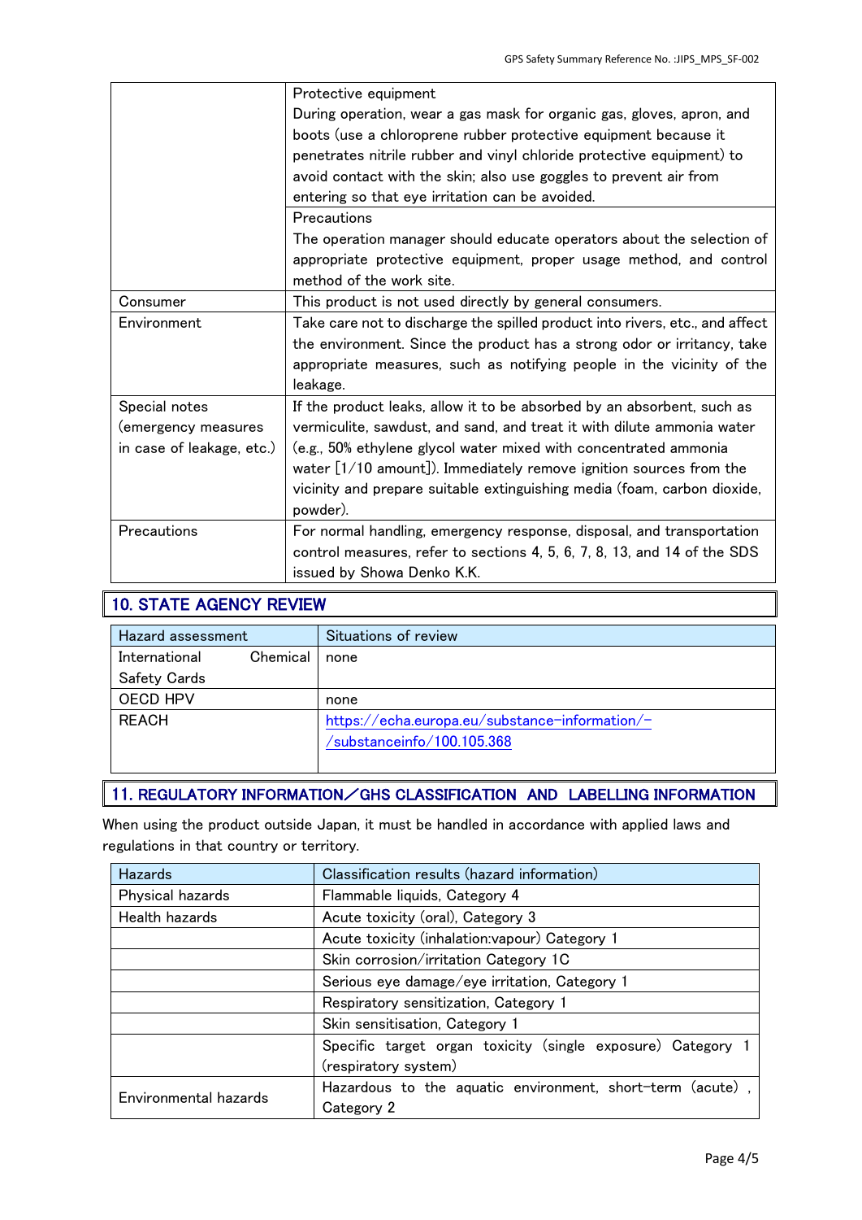| | |
|---|---|
| | Protective equipment<br>During operation, wear a gas mask for organic gas, gloves, apron, and boots (use a chloroprene rubber protective equipment because it penetrates nitrile rubber and vinyl chloride protective equipment) to avoid contact with the skin; also use goggles to prevent air from entering so that eye irritation can be avoided. |
| | Precautions<br>The operation manager should educate operators about the selection of appropriate protective equipment, proper usage method, and control method of the work site. |
| Consumer | This product is not used directly by general consumers. |
| Environment | Take care not to discharge the spilled product into rivers, etc., and affect the environment. Since the product has a strong odor or irritancy, take appropriate measures, such as notifying people in the vicinity of the leakage. |
| Special notes (emergency measures in case of leakage, etc.) | If the product leaks, allow it to be absorbed by an absorbent, such as vermiculite, sawdust, and sand, and treat it with dilute ammonia water (e.g., 50% ethylene glycol water mixed with concentrated ammonia water [1/10 amount]). Immediately remove ignition sources from the vicinity and prepare suitable extinguishing media (foam, carbon dioxide, powder). |
| Precautions | For normal handling, emergency response, disposal, and transportation control measures, refer to sections 4, 5, 6, 7, 8, 13, and 14 of the SDS issued by Showa Denko K.K. |

## 10. STATE AGENCY REVIEW

| Hazard assessment | Situations of review |
|---|---|
| International Chemical Safety Cards | none |
| OECD HPV | none |
| REACH | https://echa.europa.eu/substance-information/-/substanceinfo/100.105.368 |

## 11. REGULATORY INFORMATION／GHS CLASSIFICATION AND LABELLING INFORMATION

When using the product outside Japan, it must be handled in accordance with applied laws and regulations in that country or territory.

| Hazards | Classification results (hazard information) |
|---|---|
| Physical hazards | Flammable liquids, Category 4 |
| Health hazards | Acute toxicity (oral), Category 3 |
| | Acute toxicity (inhalation:vapour) Category 1 |
| | Skin corrosion/irritation Category 1C |
| | Serious eye damage/eye irritation, Category 1 |
| | Respiratory sensitization, Category 1 |
| | Skin sensitisation, Category 1 |
| | Specific target organ toxicity (single exposure) Category 1 (respiratory system) |
| Environmental hazards | Hazardous to the aquatic environment, short-term (acute), Category 2 |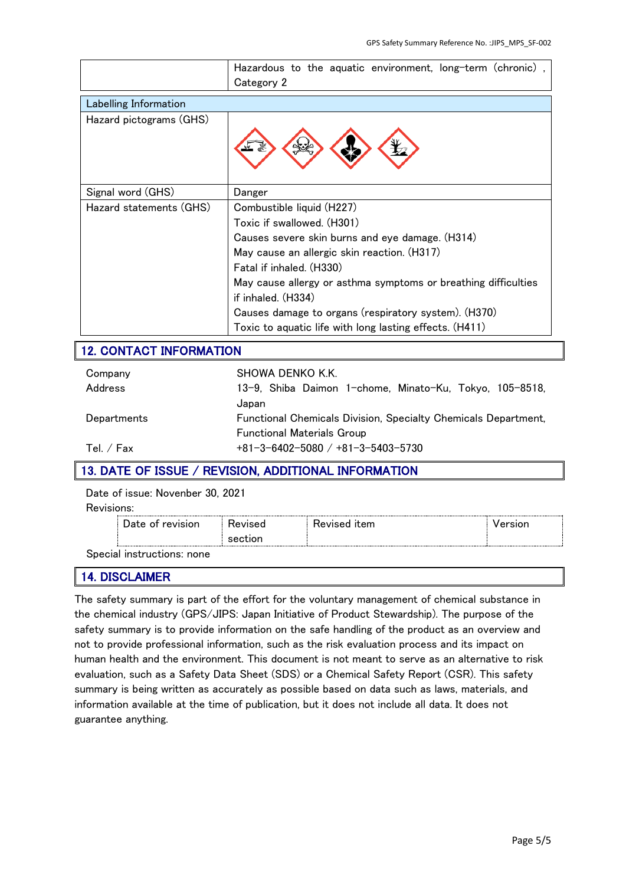| | |
|---|---|
| | Hazardous to the aquatic environment, long-term (chronic), Category 2 |

| Labelling Information | |
|---|---|
| Hazard pictograms (GHS) | |
| Signal word (GHS) | Danger |
| Hazard statements (GHS) | Combustible liquid (H227)<br>Toxic if swallowed. (H301)<br>Causes severe skin burns and eye damage. (H314)<br>May cause an allergic skin reaction. (H317)<br>Fatal if inhaled. (H330)<br>May cause allergy or asthma symptoms or breathing difficulties if inhaled. (H334)<br>Causes damage to organs (respiratory system). (H370)<br>Toxic to aquatic life with long lasting effects. (H411) |

## 12. CONTACT INFORMATION

| | |
|---|---|
| Company | SHOWA DENKO K.K. |
| Address | 13-9, Shiba Daimon 1-chome, Minato-Ku, Tokyo, 105-8518, Japan |
| Departments | Functional Chemicals Division, Specialty Chemicals Department, Functional Materials Group |
| Tel. / Fax | +81-3-6402-5080 / +81-3-5403-5730 |

## 13. DATE OF ISSUE / REVISION, ADDITIONAL INFORMATION

Date of issue: Novenber 30, 2021

Revisions:

| Date of revision | Revised section | Revised item | Version |
|---|---|---|---|

Special instructions: none

## 14. DISCLAIMER

The safety summary is part of the effort for the voluntary management of chemical substance in the chemical industry (GPS/JIPS: Japan Initiative of Product Stewardship). The purpose of the safety summary is to provide information on the safe handling of the product as an overview and not to provide professional information, such as the risk evaluation process and its impact on human health and the environment. This document is not meant to serve as an alternative to risk evaluation, such as a Safety Data Sheet (SDS) or a Chemical Safety Report (CSR). This safety summary is being written as accurately as possible based on data such as laws, materials, and information available at the time of publication, but it does not include all data. It does not guarantee anything.